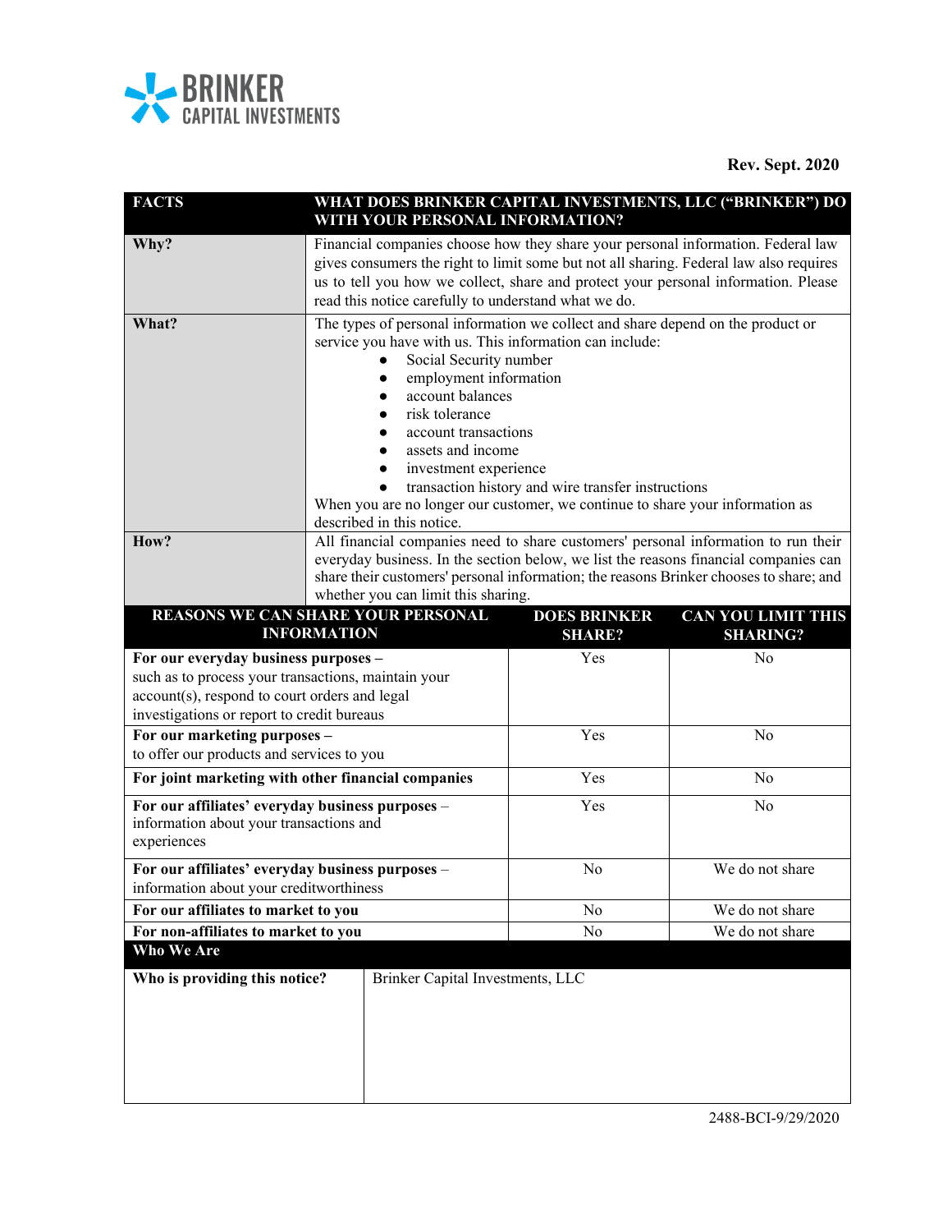BRINKER CAPITAL INVESTMENTS

**Rev. Sept. 2020**

| FACTS | WHAT DOES BRINKER CAPITAL INVESTMENTS, LLC ("BRINKER") DO WITH YOUR PERSONAL INFORMATION? |
|---|---|
| **Why?** | Financial companies choose how they share your personal information. Federal law gives consumers the right to limit some but not all sharing. Federal law also requires us to tell you how we collect, share and protect your personal information. Please read this notice carefully to understand what we do. |
| **What?** | The types of personal information we collect and share depend on the product or service you have with us. This information can include:<br>● Social Security number<br>● employment information<br>● account balances<br>● risk tolerance<br>● account transactions<br>● assets and income<br>● investment experience<br>● transaction history and wire transfer instructions<br>When you are no longer our customer, we continue to share your information as described in this notice. |
| **How?** | All financial companies need to share customers' personal information to run their everyday business. In the section below, we list the reasons financial companies can share their customers' personal information; the reasons Brinker chooses to share; and whether you can limit this sharing. |

| REASONS WE CAN SHARE YOUR PERSONAL INFORMATION | DOES BRINKER SHARE? | CAN YOU LIMIT THIS SHARING? |
|---|---|---|
| **For our everyday business purposes –** such as to process your transactions, maintain your account(s), respond to court orders and legal investigations or report to credit bureaus | Yes | No |
| **For our marketing purposes –** to offer our products and services to you | Yes | No |
| **For joint marketing with other financial companies** | Yes | No |
| **For our affiliates' everyday business purposes** – information about your transactions and experiences | Yes | No |
| **For our affiliates' everyday business purposes** – information about your creditworthiness | No | We do not share |
| **For our affiliates to market to you** | No | We do not share |
| **For non-affiliates to market to you** | No | We do not share |

| Who We Are | |
|---|---|
| **Who is providing this notice?** | Brinker Capital Investments, LLC |

2488-BCI-9/29/2020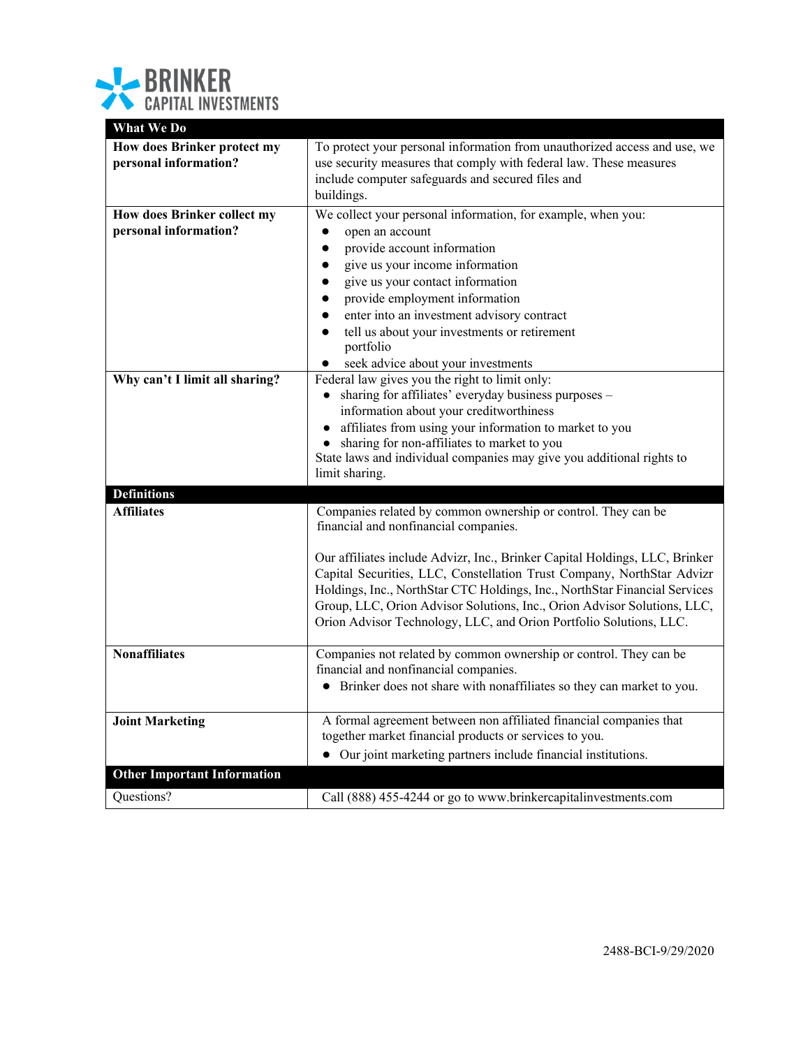BRINKER CAPITAL INVESTMENTS

| What We Do | |
|---|---|
| **How does Brinker protect my personal information?** | To protect your personal information from unauthorized access and use, we use security measures that comply with federal law. These measures include computer safeguards and secured files and buildings. |
| **How does Brinker collect my personal information?** | We collect your personal information, for example, when you:<br>● open an account<br>● provide account information<br>● give us your income information<br>● give us your contact information<br>● provide employment information<br>● enter into an investment advisory contract<br>● tell us about your investments or retirement portfolio<br>● seek advice about your investments |
| **Why can't I limit all sharing?** | Federal law gives you the right to limit only:<br>● sharing for affiliates' everyday business purposes – information about your creditworthiness<br>● affiliates from using your information to market to you<br>● sharing for non-affiliates to market to you<br>State laws and individual companies may give you additional rights to limit sharing. |
| **Definitions** | |
| **Affiliates** | Companies related by common ownership or control. They can be financial and nonfinancial companies.<br><br>Our affiliates include Advizr, Inc., Brinker Capital Holdings, LLC, Brinker Capital Securities, LLC, Constellation Trust Company, NorthStar Advizr Holdings, Inc., NorthStar CTC Holdings, Inc., NorthStar Financial Services Group, LLC, Orion Advisor Solutions, Inc., Orion Advisor Solutions, LLC, Orion Advisor Technology, LLC, and Orion Portfolio Solutions, LLC. |
| **Nonaffiliates** | Companies not related by common ownership or control. They can be financial and nonfinancial companies.<br>● Brinker does not share with nonaffiliates so they can market to you. |
| **Joint Marketing** | A formal agreement between non affiliated financial companies that together market financial products or services to you.<br>● Our joint marketing partners include financial institutions. |
| **Other Important Information** | |
| Questions? | Call (888) 455-4244 or go to www.brinkercapitalinvestments.com |

2488-BCI-9/29/2020